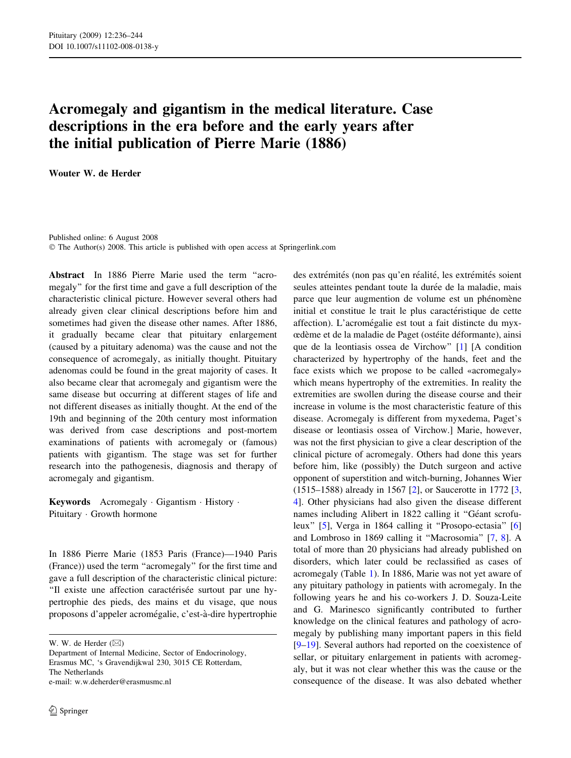# Acromegaly and gigantism in the medical literature. Case descriptions in the era before and the early years after the initial publication of Pierre Marie (1886)

**Wouter W. de Herder**

Published online: 6 August 2008
© The Author(s) 2008. This article is published with open access at Springerlink.com

**Abstract** In 1886 Pierre Marie used the term "acromegaly" for the first time and gave a full description of the characteristic clinical picture. However several others had already given clear clinical descriptions before him and sometimes had given the disease other names. After 1886, it gradually became clear that pituitary enlargement (caused by a pituitary adenoma) was the cause and not the consequence of acromegaly, as initially thought. Pituitary adenomas could be found in the great majority of cases. It also became clear that acromegaly and gigantism were the same disease but occurring at different stages of life and not different diseases as initially thought. At the end of the 19th and beginning of the 20th century most information was derived from case descriptions and post-mortem examinations of patients with acromegaly or (famous) patients with gigantism. The stage was set for further research into the pathogenesis, diagnosis and therapy of acromegaly and gigantism.

**Keywords** Acromegaly · Gigantism · History · Pituitary · Growth hormone

In 1886 Pierre Marie (1853 Paris (France)—1940 Paris (France)) used the term "acromegaly" for the first time and gave a full description of the characteristic clinical picture: "Il existe une affection caractérisée surtout par une hypertrophie des pieds, des mains et du visage, que nous proposons d'appeler acromégalie, c'est-à-dire hypertrophie des extrémités (non pas qu'en réalité, les extrémités soient seules atteintes pendant toute la durée de la maladie, mais parce que leur augmention de volume est un phénomène initial et constitue le trait le plus caractéristique de cette affection). L'acromégalie est tout a fait distincte du myxœdème et de la maladie de Paget (ostéite déformante), ainsi que de la leontiasis ossea de Virchow" [1] [A condition characterized by hypertrophy of the hands, feet and the face exists which we propose to be called «acromegaly» which means hypertrophy of the extremities. In reality the extremities are swollen during the disease course and their increase in volume is the most characteristic feature of this disease. Acromegaly is different from myxedema, Paget's disease or leontiasis ossea of Virchow.] Marie, however, was not the first physician to give a clear description of the clinical picture of acromegaly. Others had done this years before him, like (possibly) the Dutch surgeon and active opponent of superstition and witch-burning, Johannes Wier (1515–1588) already in 1567 [2], or Saucerotte in 1772 [3, 4]. Other physicians had also given the disease different names including Alibert in 1822 calling it "Géant scrofuleux" [5], Verga in 1864 calling it "Prosopo-ectasia" [6] and Lombroso in 1869 calling it "Macrosomia" [7, 8]. A total of more than 20 physicians had already published on disorders, which later could be reclassified as cases of acromegaly (Table 1). In 1886, Marie was not yet aware of any pituitary pathology in patients with acromegaly. In the following years he and his co-workers J. D. Souza-Leite and G. Marinesco significantly contributed to further knowledge on the clinical features and pathology of acromegaly by publishing many important papers in this field [9–19]. Several authors had reported on the coexistence of sellar, or pituitary enlargement in patients with acromegaly, but it was not clear whether this was the cause or the consequence of the disease. It was also debated whether

W. W. de Herder (✉)
Department of Internal Medicine, Sector of Endocrinology, Erasmus MC, 's Gravendijkwal 230, 3015 CE Rotterdam, The Netherlands
e-mail: w.w.deherder@erasmusmc.nl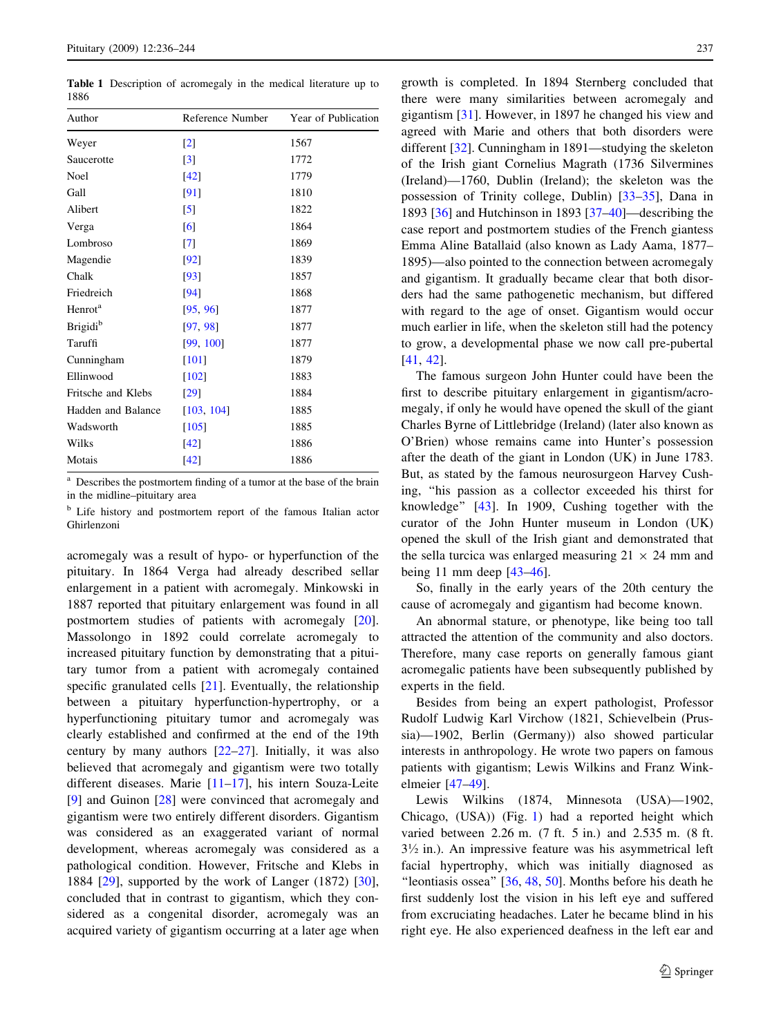**Table 1** Description of acromegaly in the medical literature up to 1886

| Author | Reference Number | Year of Publication |
| --- | --- | --- |
| Weyer | [2] | 1567 |
| Saucerotte | [3] | 1772 |
| Noel | [42] | 1779 |
| Gall | [91] | 1810 |
| Alibert | [5] | 1822 |
| Verga | [6] | 1864 |
| Lombroso | [7] | 1869 |
| Magendie | [92] | 1839 |
| Chalk | [93] | 1857 |
| Friedreich | [94] | 1868 |
| Henrot[a] | [95, 96] | 1877 |
| Brigidi[b] | [97, 98] | 1877 |
| Taruffi | [99, 100] | 1877 |
| Cunningham | [101] | 1879 |
| Ellinwood | [102] | 1883 |
| Fritsche and Klebs | [29] | 1884 |
| Hadden and Balance | [103, 104] | 1885 |
| Wadsworth | [105] | 1885 |
| Wilks | [42] | 1886 |
| Motais | [42] | 1886 |

[a] Describes the postmortem finding of a tumor at the base of the brain in the midline–pituitary area

[b] Life history and postmortem report of the famous Italian actor Ghirlenzoni

acromegaly was a result of hypo- or hyperfunction of the pituitary. In 1864 Verga had already described sellar enlargement in a patient with acromegaly. Minkowski in 1887 reported that pituitary enlargement was found in all postmortem studies of patients with acromegaly [20]. Massolongo in 1892 could correlate acromegaly to increased pituitary function by demonstrating that a pituitary tumor from a patient with acromegaly contained specific granulated cells [21]. Eventually, the relationship between a pituitary hyperfunction-hypertrophy, or a hyperfunctioning pituitary tumor and acromegaly was clearly established and confirmed at the end of the 19th century by many authors [22–27]. Initially, it was also believed that acromegaly and gigantism were two totally different diseases. Marie [11–17], his intern Souza-Leite [9] and Guinon [28] were convinced that acromegaly and gigantism were two entirely different disorders. Gigantism was considered as an exaggerated variant of normal development, whereas acromegaly was considered as a pathological condition. However, Fritsche and Klebs in 1884 [29], supported by the work of Langer (1872) [30], concluded that in contrast to gigantism, which they considered as a congenital disorder, acromegaly was an acquired variety of gigantism occurring at a later age when growth is completed. In 1894 Sternberg concluded that there were many similarities between acromegaly and gigantism [31]. However, in 1897 he changed his view and agreed with Marie and others that both disorders were different [32]. Cunningham in 1891—studying the skeleton of the Irish giant Cornelius Magrath (1736 Silvermines (Ireland)—1760, Dublin (Ireland); the skeleton was the possession of Trinity college, Dublin) [33–35], Dana in 1893 [36] and Hutchinson in 1893 [37–40]—describing the case report and postmortem studies of the French giantess Emma Aline Batallaid (also known as Lady Aama, 1877–1895)—also pointed to the connection between acromegaly and gigantism. It gradually became clear that both disorders had the same pathogenetic mechanism, but differed with regard to the age of onset. Gigantism would occur much earlier in life, when the skeleton still had the potency to grow, a developmental phase we now call pre-pubertal [41, 42].

The famous surgeon John Hunter could have been the first to describe pituitary enlargement in gigantism/acromegaly, if only he would have opened the skull of the giant Charles Byrne of Littlebridge (Ireland) (later also known as O'Brien) whose remains came into Hunter's possession after the death of the giant in London (UK) in June 1783. But, as stated by the famous neurosurgeon Harvey Cushing, "his passion as a collector exceeded his thirst for knowledge" [43]. In 1909, Cushing together with the curator of the John Hunter museum in London (UK) opened the skull of the Irish giant and demonstrated that the sella turcica was enlarged measuring 21 × 24 mm and being 11 mm deep [43–46].

So, finally in the early years of the 20th century the cause of acromegaly and gigantism had become known.

An abnormal stature, or phenotype, like being too tall attracted the attention of the community and also doctors. Therefore, many case reports on generally famous giant acromegalic patients have been subsequently published by experts in the field.

Besides from being an expert pathologist, Professor Rudolf Ludwig Karl Virchow (1821, Schievelbein (Prussia)—1902, Berlin (Germany)) also showed particular interests in anthropology. He wrote two papers on famous patients with gigantism; Lewis Wilkins and Franz Winkelmeier [47–49].

Lewis Wilkins (1874, Minnesota (USA)—1902, Chicago, (USA)) (Fig. 1) had a reported height which varied between 2.26 m. (7 ft. 5 in.) and 2.535 m. (8 ft. 3½ in.). An impressive feature was his asymmetrical left facial hypertrophy, which was initially diagnosed as "leontiasis ossea" [36, 48, 50]. Months before his death he first suddenly lost the vision in his left eye and suffered from excruciating headaches. Later he became blind in his right eye. He also experienced deafness in the left ear and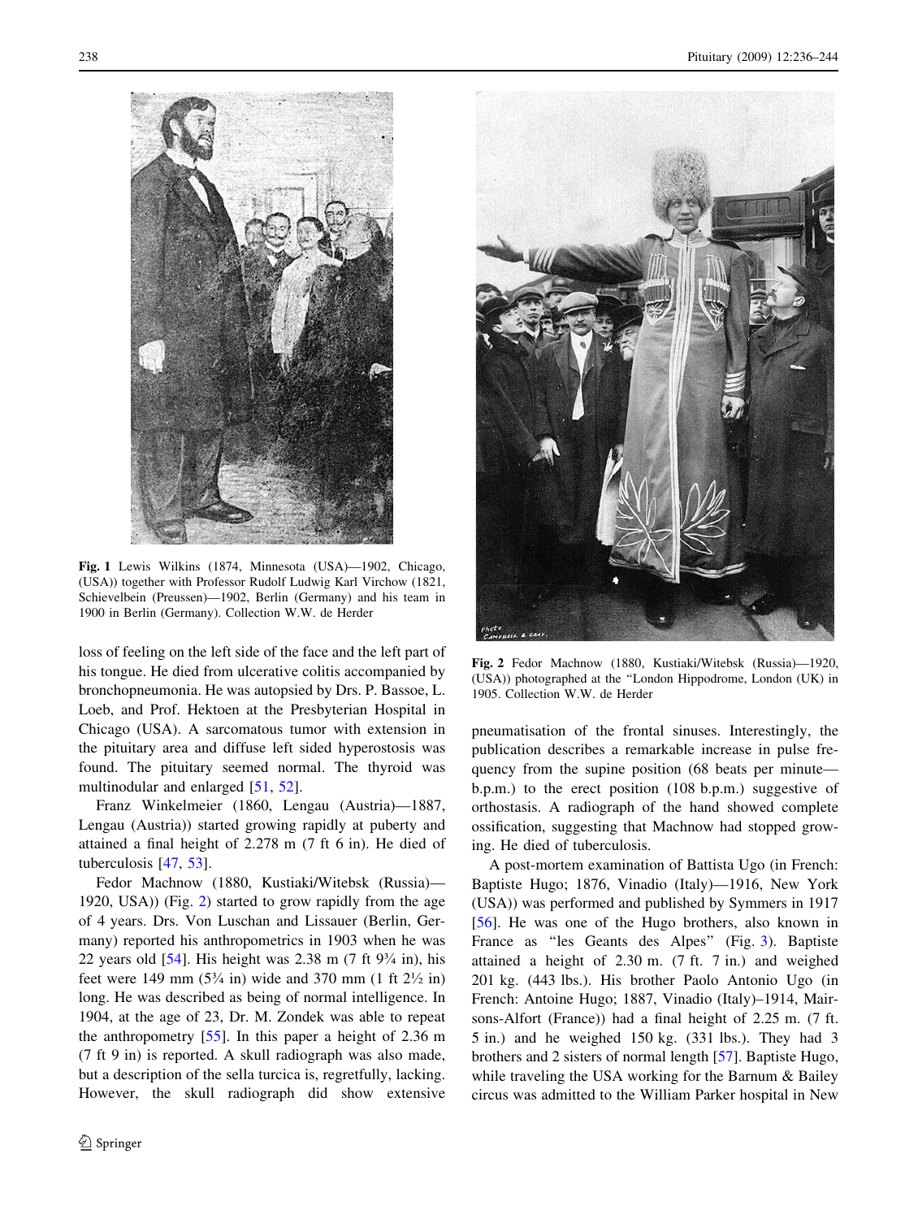Fig. 1 Lewis Wilkins (1874, Minnesota (USA)—1902, Chicago, (USA)) together with Professor Rudolf Ludwig Karl Virchow (1821, Schievelbein (Preussen)—1902, Berlin (Germany) and his team in 1900 in Berlin (Germany). Collection W.W. de Herder

loss of feeling on the left side of the face and the left part of his tongue. He died from ulcerative colitis accompanied by bronchopneumonia. He was autopsied by Drs. P. Bassoe, L. Loeb, and Prof. Hektoen at the Presbyterian Hospital in Chicago (USA). A sarcomatous tumor with extension in the pituitary area and diffuse left sided hyperostosis was found. The pituitary seemed normal. The thyroid was multinodular and enlarged [51, 52].

Franz Winkelmeier (1860, Lengau (Austria)—1887, Lengau (Austria)) started growing rapidly at puberty and attained a final height of 2.278 m (7 ft 6 in). He died of tuberculosis [47, 53].

Fedor Machnow (1880, Kustiaki/Witebsk (Russia)—1920, USA)) (Fig. 2) started to grow rapidly from the age of 4 years. Drs. Von Luschan and Lissauer (Berlin, Germany) reported his anthropometrics in 1903 when he was 22 years old [54]. His height was 2.38 m (7 ft 9¾ in), his feet were 149 mm (5¾ in) wide and 370 mm (1 ft 2½ in) long. He was described as being of normal intelligence. In 1904, at the age of 23, Dr. M. Zondek was able to repeat the anthropometry [55]. In this paper a height of 2.36 m (7 ft 9 in) is reported. A skull radiograph was also made, but a description of the sella turcica is, regretfully, lacking. However, the skull radiograph did show extensive pneumatisation of the frontal sinuses. Interestingly, the publication describes a remarkable increase in pulse frequency from the supine position (68 beats per minute—b.p.m.) to the erect position (108 b.p.m.) suggestive of orthostasis. A radiograph of the hand showed complete ossification, suggesting that Machnow had stopped growing. He died of tuberculosis.

Fig. 2 Fedor Machnow (1880, Kustiaki/Witebsk (Russia)—1920, (USA)) photographed at the "London Hippodrome, London (UK) in 1905. Collection W.W. de Herder

A post-mortem examination of Battista Ugo (in French: Baptiste Hugo; 1876, Vinadio (Italy)—1916, New York (USA)) was performed and published by Symmers in 1917 [56]. He was one of the Hugo brothers, also known in France as "les Geants des Alpes" (Fig. 3). Baptiste attained a height of 2.30 m. (7 ft. 7 in.) and weighed 201 kg. (443 lbs.). His brother Paolo Antonio Ugo (in French: Antoine Hugo; 1887, Vinadio (Italy)–1914, Mairsons-Alfort (France)) had a final height of 2.25 m. (7 ft. 5 in.) and he weighed 150 kg. (331 lbs.). They had 3 brothers and 2 sisters of normal length [57]. Baptiste Hugo, while traveling the USA working for the Barnum & Bailey circus was admitted to the William Parker hospital in New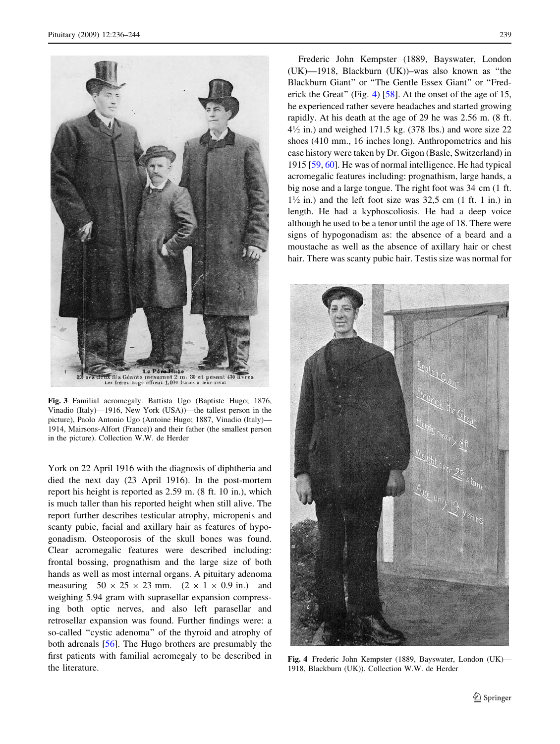Fig. 3 Familial acromegaly. Battista Ugo (Baptiste Hugo; 1876, Vinadio (Italy)—1916, New York (USA))—the tallest person in the picture), Paolo Antonio Ugo (Antoine Hugo; 1887, Vinadio (Italy)—1914, Mairsons-Alfort (France)) and their father (the smallest person in the picture). Collection W.W. de Herder

York on 22 April 1916 with the diagnosis of diphtheria and died the next day (23 April 1916). In the post-mortem report his height is reported as 2.59 m. (8 ft. 10 in.), which is much taller than his reported height when still alive. The report further describes testicular atrophy, micropenis and scanty pubic, facial and axillary hair as features of hypogonadism. Osteoporosis of the skull bones was found. Clear acromegalic features were described including: frontal bossing, prognathism and the large size of both hands as well as most internal organs. A pituitary adenoma measuring 50 × 25 × 23 mm. (2 × 1 × 0.9 in.) and weighing 5.94 gram with suprasellar expansion compressing both optic nerves, and also left parasellar and retrosellar expansion was found. Further findings were: a so-called "cystic adenoma" of the thyroid and atrophy of both adrenals [56]. The Hugo brothers are presumably the first patients with familial acromegaly to be described in the literature.

Frederic John Kempster (1889, Bayswater, London (UK)—1918, Blackburn (UK))–was also known as "the Blackburn Giant" or "The Gentle Essex Giant" or "Frederick the Great" (Fig. 4) [58]. At the onset of the age of 15, he experienced rather severe headaches and started growing rapidly. At his death at the age of 29 he was 2.56 m. (8 ft. 4½ in.) and weighed 171.5 kg. (378 lbs.) and wore size 22 shoes (410 mm., 16 inches long). Anthropometrics and his case history were taken by Dr. Gigon (Basle, Switzerland) in 1915 [59, 60]. He was of normal intelligence. He had typical acromegalic features including: prognathism, large hands, a big nose and a large tongue. The right foot was 34 cm (1 ft. 1½ in.) and the left foot size was 32,5 cm (1 ft. 1 in.) in length. He had a kyphoscoliosis. He had a deep voice although he used to be a tenor until the age of 18. There were signs of hypogonadism as: the absence of a beard and a moustache as well as the absence of axillary hair or chest hair. There was scanty pubic hair. Testis size was normal for

Fig. 4 Frederic John Kempster (1889, Bayswater, London (UK)—1918, Blackburn (UK)). Collection W.W. de Herder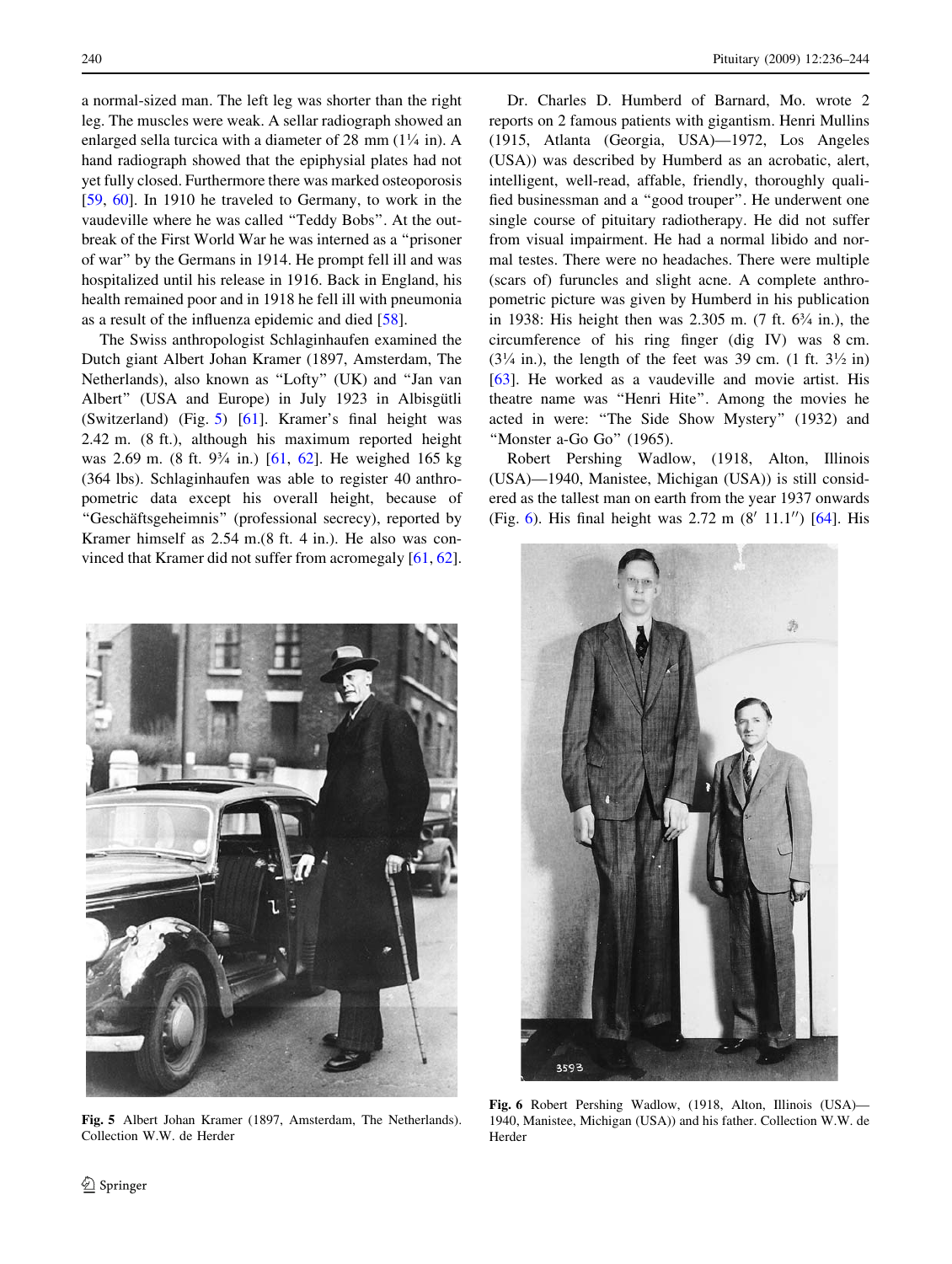a normal-sized man. The left leg was shorter than the right leg. The muscles were weak. A sellar radiograph showed an enlarged sella turcica with a diameter of 28 mm (1¼ in). A hand radiograph showed that the epiphysial plates had not yet fully closed. Furthermore there was marked osteoporosis [59, 60]. In 1910 he traveled to Germany, to work in the vaudeville where he was called "Teddy Bobs". At the outbreak of the First World War he was interned as a "prisoner of war" by the Germans in 1914. He prompt fell ill and was hospitalized until his release in 1916. Back in England, his health remained poor and in 1918 he fell ill with pneumonia as a result of the influenza epidemic and died [58].

The Swiss anthropologist Schlaginhaufen examined the Dutch giant Albert Johan Kramer (1897, Amsterdam, The Netherlands), also known as "Lofty" (UK) and "Jan van Albert" (USA and Europe) in July 1923 in Albisgütli (Switzerland) (Fig. 5) [61]. Kramer's final height was 2.42 m. (8 ft.), although his maximum reported height was 2.69 m. (8 ft. 9¾ in.) [61, 62]. He weighed 165 kg (364 lbs). Schlaginhaufen was able to register 40 anthropometric data except his overall height, because of "Geschäftsgeheimnis" (professional secrecy), reported by Kramer himself as 2.54 m.(8 ft. 4 in.). He also was convinced that Kramer did not suffer from acromegaly [61, 62].

Dr. Charles D. Humberd of Barnard, Mo. wrote 2 reports on 2 famous patients with gigantism. Henri Mullins (1915, Atlanta (Georgia, USA)—1972, Los Angeles (USA)) was described by Humberd as an acrobatic, alert, intelligent, well-read, affable, friendly, thoroughly qualified businessman and a "good trouper". He underwent one single course of pituitary radiotherapy. He did not suffer from visual impairment. He had a normal libido and normal testes. There were no headaches. There were multiple (scars of) furuncles and slight acne. A complete anthropometric picture was given by Humberd in his publication in 1938: His height then was 2.305 m. (7 ft. 6¾ in.), the circumference of his ring finger (dig IV) was 8 cm. (3¼ in.), the length of the feet was 39 cm. (1 ft. 3½ in) [63]. He worked as a vaudeville and movie artist. His theatre name was "Henri Hite". Among the movies he acted in were: "The Side Show Mystery" (1932) and "Monster a-Go Go" (1965).

Robert Pershing Wadlow, (1918, Alton, Illinois (USA)—1940, Manistee, Michigan (USA)) is still considered as the tallest man on earth from the year 1937 onwards (Fig. 6). His final height was 2.72 m (8′ 11.1″) [64]. His

Fig. 5 Albert Johan Kramer (1897, Amsterdam, The Netherlands). Collection W.W. de Herder

Fig. 6 Robert Pershing Wadlow, (1918, Alton, Illinois (USA)—1940, Manistee, Michigan (USA)) and his father. Collection W.W. de Herder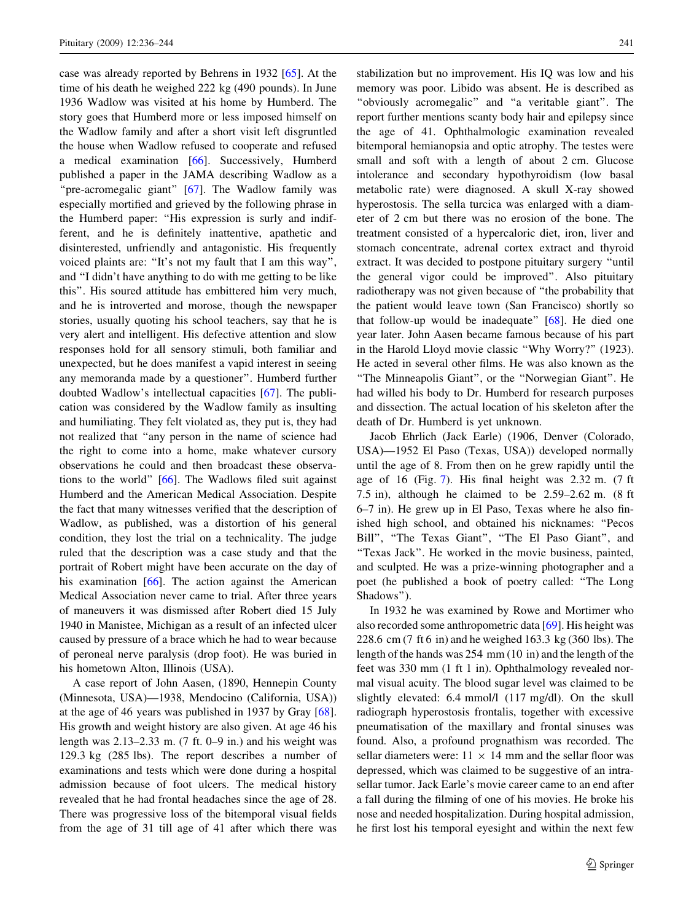case was already reported by Behrens in 1932 [65]. At the time of his death he weighed 222 kg (490 pounds). In June 1936 Wadlow was visited at his home by Humberd. The story goes that Humberd more or less imposed himself on the Wadlow family and after a short visit left disgruntled the house when Wadlow refused to cooperate and refused a medical examination [66]. Successively, Humberd published a paper in the JAMA describing Wadlow as a "pre-acromegalic giant" [67]. The Wadlow family was especially mortified and grieved by the following phrase in the Humberd paper: "His expression is surly and indifferent, and he is definitely inattentive, apathetic and disinterested, unfriendly and antagonistic. His frequently voiced plaints are: "It's not my fault that I am this way", and "I didn't have anything to do with me getting to be like this". His soured attitude has embittered him very much, and he is introverted and morose, though the newspaper stories, usually quoting his school teachers, say that he is very alert and intelligent. His defective attention and slow responses hold for all sensory stimuli, both familiar and unexpected, but he does manifest a vapid interest in seeing any memoranda made by a questioner". Humberd further doubted Wadlow's intellectual capacities [67]. The publication was considered by the Wadlow family as insulting and humiliating. They felt violated as, they put is, they had not realized that "any person in the name of science had the right to come into a home, make whatever cursory observations he could and then broadcast these observations to the world" [66]. The Wadlows filed suit against Humberd and the American Medical Association. Despite the fact that many witnesses verified that the description of Wadlow, as published, was a distortion of his general condition, they lost the trial on a technicality. The judge ruled that the description was a case study and that the portrait of Robert might have been accurate on the day of his examination [66]. The action against the American Medical Association never came to trial. After three years of maneuvers it was dismissed after Robert died 15 July 1940 in Manistee, Michigan as a result of an infected ulcer caused by pressure of a brace which he had to wear because of peroneal nerve paralysis (drop foot). He was buried in his hometown Alton, Illinois (USA).

A case report of John Aasen, (1890, Hennepin County (Minnesota, USA)—1938, Mendocino (California, USA)) at the age of 46 years was published in 1937 by Gray [68]. His growth and weight history are also given. At age 46 his length was 2.13–2.33 m. (7 ft. 0–9 in.) and his weight was 129.3 kg (285 lbs). The report describes a number of examinations and tests which were done during a hospital admission because of foot ulcers. The medical history revealed that he had frontal headaches since the age of 28. There was progressive loss of the bitemporal visual fields from the age of 31 till age of 41 after which there was stabilization but no improvement. His IQ was low and his memory was poor. Libido was absent. He is described as "obviously acromegalic" and "a veritable giant". The report further mentions scanty body hair and epilepsy since the age of 41. Ophthalmologic examination revealed bitemporal hemianopsia and optic atrophy. The testes were small and soft with a length of about 2 cm. Glucose intolerance and secondary hypothyroidism (low basal metabolic rate) were diagnosed. A skull X-ray showed hyperostosis. The sella turcica was enlarged with a diameter of 2 cm but there was no erosion of the bone. The treatment consisted of a hypercaloric diet, iron, liver and stomach concentrate, adrenal cortex extract and thyroid extract. It was decided to postpone pituitary surgery "until the general vigor could be improved". Also pituitary radiotherapy was not given because of "the probability that the patient would leave town (San Francisco) shortly so that follow-up would be inadequate" [68]. He died one year later. John Aasen became famous because of his part in the Harold Lloyd movie classic "Why Worry?" (1923). He acted in several other films. He was also known as the "The Minneapolis Giant", or the "Norwegian Giant". He had willed his body to Dr. Humberd for research purposes and dissection. The actual location of his skeleton after the death of Dr. Humberd is yet unknown.

Jacob Ehrlich (Jack Earle) (1906, Denver (Colorado, USA)—1952 El Paso (Texas, USA)) developed normally until the age of 8. From then on he grew rapidly until the age of 16 (Fig. 7). His final height was 2.32 m. (7 ft 7.5 in), although he claimed to be 2.59–2.62 m. (8 ft 6–7 in). He grew up in El Paso, Texas where he also finished high school, and obtained his nicknames: "Pecos Bill", "The Texas Giant", "The El Paso Giant", and "Texas Jack". He worked in the movie business, painted, and sculpted. He was a prize-winning photographer and a poet (he published a book of poetry called: "The Long Shadows").

In 1932 he was examined by Rowe and Mortimer who also recorded some anthropometric data [69]. His height was 228.6 cm (7 ft 6 in) and he weighed 163.3 kg (360 lbs). The length of the hands was 254 mm (10 in) and the length of the feet was 330 mm (1 ft 1 in). Ophthalmology revealed normal visual acuity. The blood sugar level was claimed to be slightly elevated: 6.4 mmol/l (117 mg/dl). On the skull radiograph hyperostosis frontalis, together with excessive pneumatisation of the maxillary and frontal sinuses was found. Also, a profound prognathism was recorded. The sellar diameters were: 11 × 14 mm and the sellar floor was depressed, which was claimed to be suggestive of an intrasellar tumor. Jack Earle's movie career came to an end after a fall during the filming of one of his movies. He broke his nose and needed hospitalization. During hospital admission, he first lost his temporal eyesight and within the next few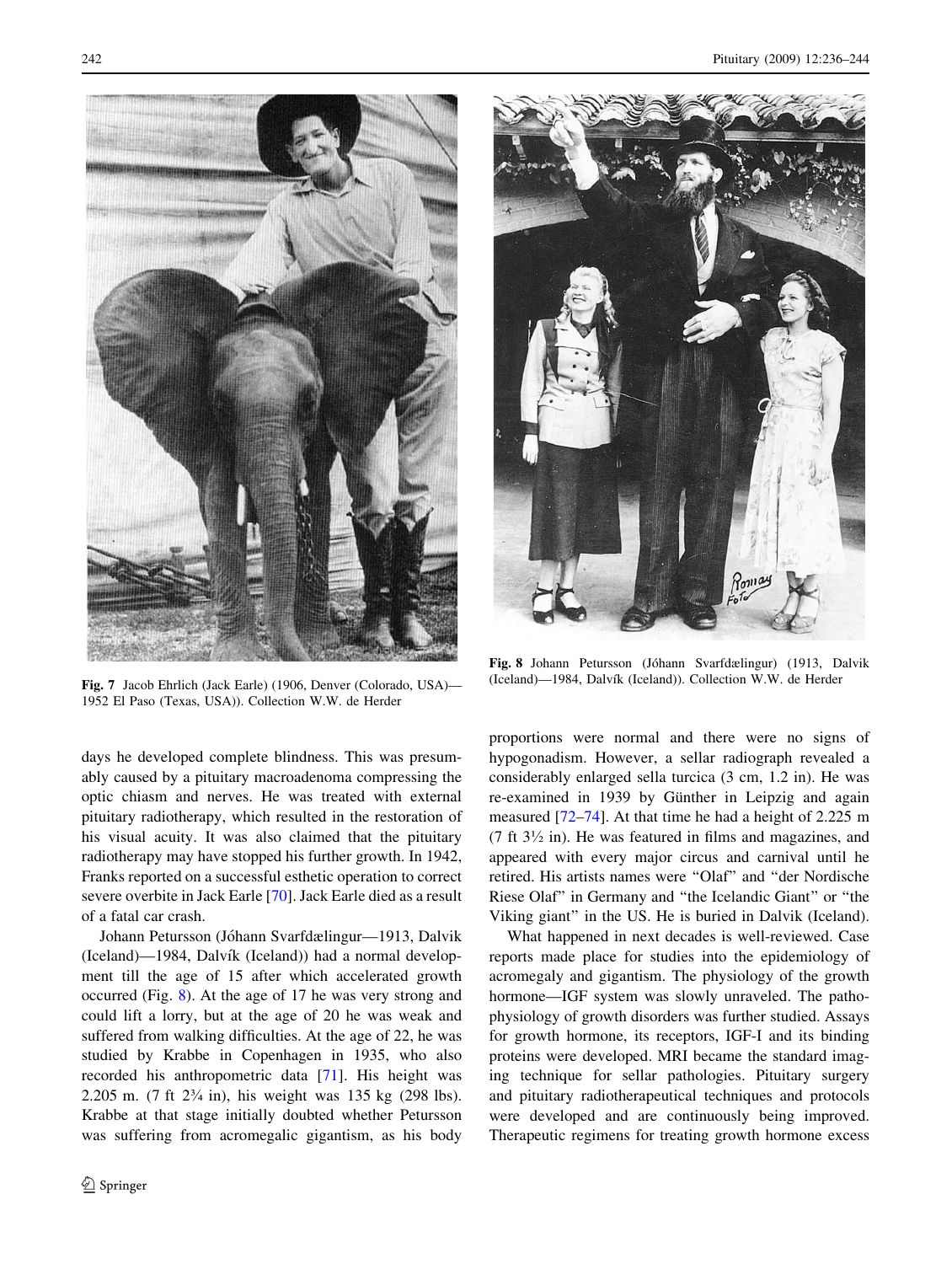Fig. 7 Jacob Ehrlich (Jack Earle) (1906, Denver (Colorado, USA)—1952 El Paso (Texas, USA)). Collection W.W. de Herder

Fig. 8 Johann Petursson (Jóhann Svarfdælingur) (1913, Dalvik (Iceland)—1984, Dalvík (Iceland)). Collection W.W. de Herder

days he developed complete blindness. This was presumably caused by a pituitary macroadenoma compressing the optic chiasm and nerves. He was treated with external pituitary radiotherapy, which resulted in the restoration of his visual acuity. It was also claimed that the pituitary radiotherapy may have stopped his further growth. In 1942, Franks reported on a successful esthetic operation to correct severe overbite in Jack Earle [70]. Jack Earle died as a result of a fatal car crash.

Johann Petursson (Jóhann Svarfdælingur—1913, Dalvik (Iceland)—1984, Dalvík (Iceland)) had a normal development till the age of 15 after which accelerated growth occurred (Fig. 8). At the age of 17 he was very strong and could lift a lorry, but at the age of 20 he was weak and suffered from walking difficulties. At the age of 22, he was studied by Krabbe in Copenhagen in 1935, who also recorded his anthropometric data [71]. His height was 2.205 m. (7 ft 2¾ in), his weight was 135 kg (298 lbs). Krabbe at that stage initially doubted whether Petursson was suffering from acromegalic gigantism, as his body proportions were normal and there were no signs of hypogonadism. However, a sellar radiograph revealed a considerably enlarged sella turcica (3 cm, 1.2 in). He was re-examined in 1939 by Günther in Leipzig and again measured [72–74]. At that time he had a height of 2.225 m (7 ft 3½ in). He was featured in films and magazines, and appeared with every major circus and carnival until he retired. His artists names were "Olaf" and "der Nordische Riese Olaf" in Germany and "the Icelandic Giant" or "the Viking giant" in the US. He is buried in Dalvik (Iceland).

What happened in next decades is well-reviewed. Case reports made place for studies into the epidemiology of acromegaly and gigantism. The physiology of the growth hormone—IGF system was slowly unraveled. The pathophysiology of growth disorders was further studied. Assays for growth hormone, its receptors, IGF-I and its binding proteins were developed. MRI became the standard imaging technique for sellar pathologies. Pituitary surgery and pituitary radiotherapeutical techniques and protocols were developed and are continuously being improved. Therapeutic regimens for treating growth hormone excess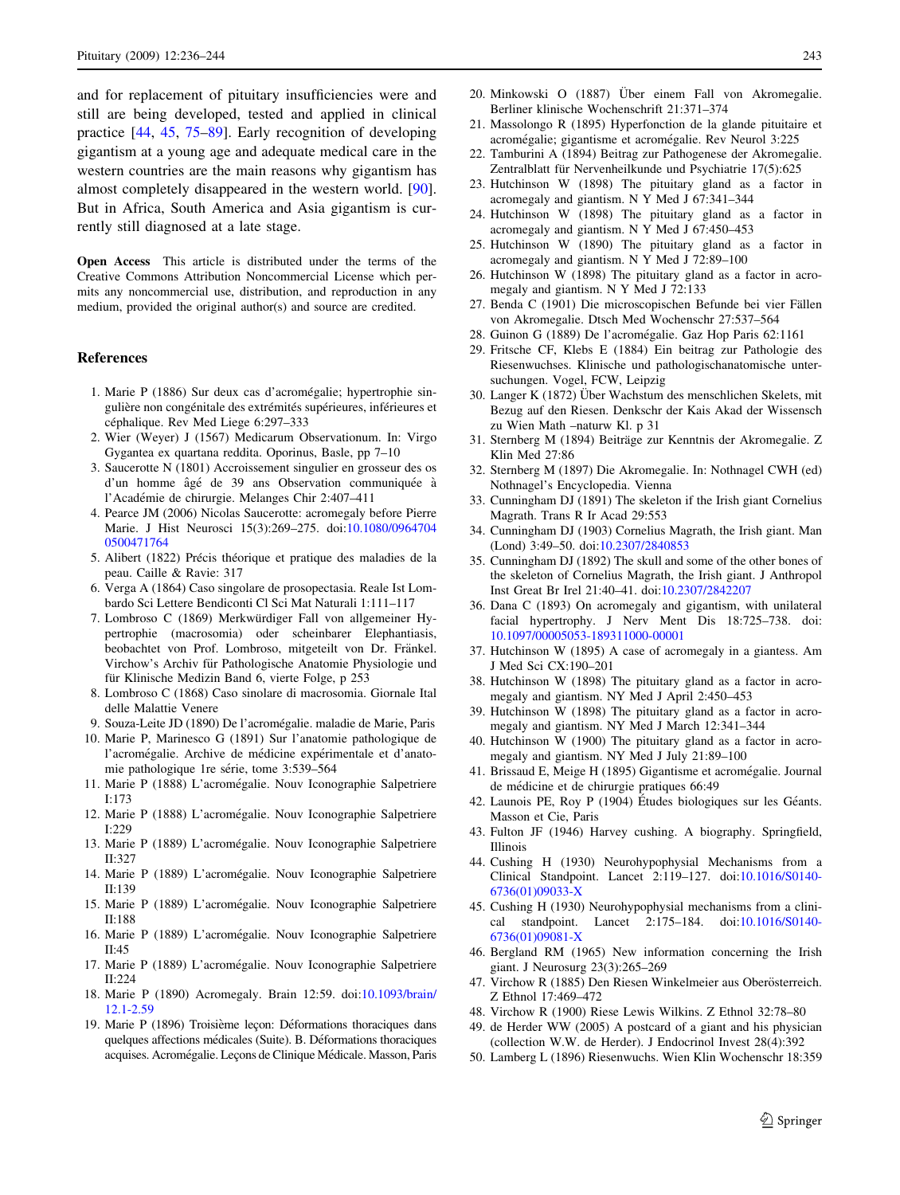and for replacement of pituitary insufficiencies were and still are being developed, tested and applied in clinical practice [44, 45, 75–89]. Early recognition of developing gigantism at a young age and adequate medical care in the western countries are the main reasons why gigantism has almost completely disappeared in the western world. [90]. But in Africa, South America and Asia gigantism is currently still diagnosed at a late stage.

**Open Access** This article is distributed under the terms of the Creative Commons Attribution Noncommercial License which permits any noncommercial use, distribution, and reproduction in any medium, provided the original author(s) and source are credited.

## References

1. Marie P (1886) Sur deux cas d'acromégalie; hypertrophie singulière non congénitale des extrémités supérieures, inférieures et céphalique. Rev Med Liege 6:297–333
2. Wier (Weyer) J (1567) Medicarum Observationum. In: Virgo Gygantea ex quartana reddita. Oporinus, Basle, pp 7–10
3. Saucerotte N (1801) Accroissement singulier en grosseur des os d'un homme âgé de 39 ans Observation communiquée à l'Académie de chirurgie. Melanges Chir 2:407–411
4. Pearce JM (2006) Nicolas Saucerotte: acromegaly before Pierre Marie. J Hist Neurosci 15(3):269–275. doi:10.1080/09647040500471764
5. Alibert (1822) Précis théorique et pratique des maladies de la peau. Caille & Ravie: 317
6. Verga A (1864) Caso singolare de prosopectasia. Reale Ist Lombardo Sci Lettere Bendiconti Cl Sci Mat Naturali 1:111–117
7. Lombroso C (1869) Merkwürdiger Fall von allgemeiner Hypertrophie (macrosomia) oder scheinbarer Elephantiasis, beobachtet von Prof. Lombroso, mitgeteilt von Dr. Fränkel. Virchow's Archiv für Pathologische Anatomie Physiologie und für Klinische Medizin Band 6, vierte Folge, p 253
8. Lombroso C (1868) Caso sinolare di macrosomia. Giornale Ital delle Malattie Venere
9. Souza-Leite JD (1890) De l'acromégalie. maladie de Marie, Paris
10. Marie P, Marinesco G (1891) Sur l'anatomie pathologique de l'acromégalie. Archive de médicine expérimentale et d'anatomie pathologique 1re série, tome 3:539–564
11. Marie P (1888) L'acromégalie. Nouv Iconographie Salpetriere I:173
12. Marie P (1888) L'acromégalie. Nouv Iconographie Salpetriere I:229
13. Marie P (1889) L'acromégalie. Nouv Iconographie Salpetriere II:327
14. Marie P (1889) L'acromégalie. Nouv Iconographie Salpetriere II:139
15. Marie P (1889) L'acromégalie. Nouv Iconographie Salpetriere II:188
16. Marie P (1889) L'acromégalie. Nouv Iconographie Salpetriere II:45
17. Marie P (1889) L'acromégalie. Nouv Iconographie Salpetriere II:224
18. Marie P (1890) Acromegaly. Brain 12:59. doi:10.1093/brain/12.1-2.59
19. Marie P (1896) Troisième leçon: Déformations thoraciques dans quelques affections médicales (Suite). B. Déformations thoraciques acquises. Acromégalie. Leçons de Clinique Médicale. Masson, Paris
20. Minkowski O (1887) Über einem Fall von Akromegalie. Berliner klinische Wochenschrift 21:371–374
21. Massolongo R (1895) Hyperfonction de la glande pituitaire et acromégalie; gigantisme et acromégalie. Rev Neurol 3:225
22. Tamburini A (1894) Beitrag zur Pathogenese der Akromegalie. Zentralblatt für Nervenheilkunde und Psychiatrie 17(5):625
23. Hutchinson W (1898) The pituitary gland as a factor in acromegaly and giantism. N Y Med J 67:341–344
24. Hutchinson W (1898) The pituitary gland as a factor in acromegaly and giantism. N Y Med J 67:450–453
25. Hutchinson W (1890) The pituitary gland as a factor in acromegaly and giantism. N Y Med J 72:89–100
26. Hutchinson W (1898) The pituitary gland as a factor in acromegaly and giantism. N Y Med J 72:133
27. Benda C (1901) Die microscopischen Befunde bei vier Fällen von Akromegalie. Dtsch Med Wochenschr 27:537–564
28. Guinon G (1889) De l'acromégalie. Gaz Hop Paris 62:1161
29. Fritsche CF, Klebs E (1884) Ein beitrag zur Pathologie des Riesenwuchses. Klinische und pathologischanatomische untersuchungen. Vogel, FCW, Leipzig
30. Langer K (1872) Über Wachstum des menschlichen Skelets, mit Bezug auf den Riesen. Denkschr der Kais Akad der Wissensch zu Wien Math –naturw Kl. p 31
31. Sternberg M (1894) Beiträge zur Kenntnis der Akromegalie. Z Klin Med 27:86
32. Sternberg M (1897) Die Akromegalie. In: Nothnagel CWH (ed) Nothnagel's Encyclopedia. Vienna
33. Cunningham DJ (1891) The skeleton if the Irish giant Cornelius Magrath. Trans R Ir Acad 29:553
34. Cunningham DJ (1903) Cornelius Magrath, the Irish giant. Man (Lond) 3:49–50. doi:10.2307/2840853
35. Cunningham DJ (1892) The skull and some of the other bones of the skeleton of Cornelius Magrath, the Irish giant. J Anthropol Inst Great Br Irel 21:40–41. doi:10.2307/2842207
36. Dana C (1893) On acromegaly and gigantism, with unilateral facial hypertrophy. J Nerv Ment Dis 18:725–738. doi:10.1097/00005053-189311000-00001
37. Hutchinson W (1895) A case of acromegaly in a giantess. Am J Med Sci CX:190–201
38. Hutchinson W (1898) The pituitary gland as a factor in acromegaly and giantism. NY Med J April 2:450–453
39. Hutchinson W (1898) The pituitary gland as a factor in acromegaly and giantism. NY Med J March 12:341–344
40. Hutchinson W (1900) The pituitary gland as a factor in acromegaly and giantism. NY Med J July 21:89–100
41. Brissaud E, Meige H (1895) Gigantisme et acromégalie. Journal de médicine et de chirurgie pratiques 66:49
42. Launois PE, Roy P (1904) Études biologiques sur les Géants. Masson et Cie, Paris
43. Fulton JF (1946) Harvey cushing. A biography. Springfield, Illinois
44. Cushing H (1930) Neurohypophysial Mechanisms from a Clinical Standpoint. Lancet 2:119–127. doi:10.1016/S0140-6736(01)09033-X
45. Cushing H (1930) Neurohypophysial mechanisms from a clinical standpoint. Lancet 2:175–184. doi:10.1016/S0140-6736(01)09081-X
46. Bergland RM (1965) New information concerning the Irish giant. J Neurosurg 23(3):265–269
47. Virchow R (1885) Den Riesen Winkelmeier aus Oberösterreich. Z Ethnol 17:469–472
48. Virchow R (1900) Riese Lewis Wilkins. Z Ethnol 32:78–80
49. de Herder WW (2005) A postcard of a giant and his physician (collection W.W. de Herder). J Endocrinol Invest 28(4):392
50. Lamberg L (1896) Riesenwuchs. Wien Klin Wochenschr 18:359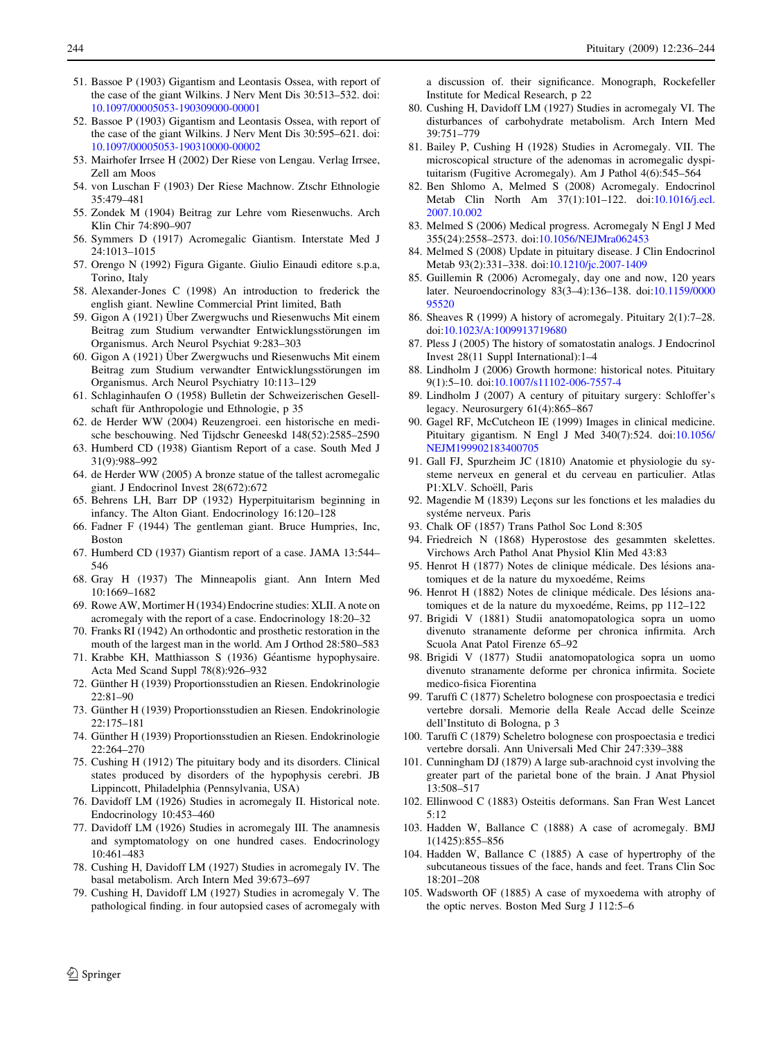51. Bassoe P (1903) Gigantism and Leontasis Ossea, with report of the case of the giant Wilkins. J Nerv Ment Dis 30:513–532. doi: 10.1097/00005053-190309000-00001
52. Bassoe P (1903) Gigantism and Leontasis Ossea, with report of the case of the giant Wilkins. J Nerv Ment Dis 30:595–621. doi: 10.1097/00005053-190310000-00002
53. Mairhofer Irrsee H (2002) Der Riese von Lengau. Verlag Irrsee, Zell am Moos
54. von Luschan F (1903) Der Riese Machnow. Ztschr Ethnologie 35:479–481
55. Zondek M (1904) Beitrag zur Lehre vom Riesenwuchs. Arch Klin Chir 74:890–907
56. Symmers D (1917) Acromegalic Giantism. Interstate Med J 24:1013–1015
57. Orengo N (1992) Figura Gigante. Giulio Einaudi editore s.p.a, Torino, Italy
58. Alexander-Jones C (1998) An introduction to frederick the english giant. Newline Commercial Print limited, Bath
59. Gigon A (1921) Über Zwergwuchs und Riesenwuchs Mit einem Beitrag zum Studium verwandter Entwicklungsstörungen im Organismus. Arch Neurol Psychiat 9:283–303
60. Gigon A (1921) Über Zwergwuchs und Riesenwuchs Mit einem Beitrag zum Studium verwandter Entwicklungsstörungen im Organismus. Arch Neurol Psychiatry 10:113–129
61. Schlaginhaufen O (1958) Bulletin der Schweizerischen Gesellschaft für Anthropologie und Ethnologie, p 35
62. de Herder WW (2004) Reuzengroei. een historische en medische beschouwing. Ned Tijdschr Geneeskd 148(52):2585–2590
63. Humberd CD (1938) Giantism Report of a case. South Med J 31(9):988–992
64. de Herder WW (2005) A bronze statue of the tallest acromegalic giant. J Endocrinol Invest 28(672):672
65. Behrens LH, Barr DP (1932) Hyperpituitarism beginning in infancy. The Alton Giant. Endocrinology 16:120–128
66. Fadner F (1944) The gentleman giant. Bruce Humpries, Inc, Boston
67. Humberd CD (1937) Giantism report of a case. JAMA 13:544–546
68. Gray H (1937) The Minneapolis giant. Ann Intern Med 10:1669–1682
69. Rowe AW, Mortimer H (1934) Endocrine studies: XLII. A note on acromegaly with the report of a case. Endocrinology 18:20–32
70. Franks RI (1942) An orthodontic and prosthetic restoration in the mouth of the largest man in the world. Am J Orthod 28:580–583
71. Krabbe KH, Matthiasson S (1936) Géantisme hypophysaire. Acta Med Scand Suppl 78(8):926–932
72. Günther H (1939) Proportionsstudien an Riesen. Endokrinologie 22:81–90
73. Günther H (1939) Proportionsstudien an Riesen. Endokrinologie 22:175–181
74. Günther H (1939) Proportionsstudien an Riesen. Endokrinologie 22:264–270
75. Cushing H (1912) The pituitary body and its disorders. Clinical states produced by disorders of the hypophysis cerebri. JB Lippincott, Philadelphia (Pennsylvania, USA)
76. Davidoff LM (1926) Studies in acromegaly II. Historical note. Endocrinology 10:453–460
77. Davidoff LM (1926) Studies in acromegaly III. The anamnesis and symptomatology on one hundred cases. Endocrinology 10:461–483
78. Cushing H, Davidoff LM (1927) Studies in acromegaly IV. The basal metabolism. Arch Intern Med 39:673–697
79. Cushing H, Davidoff LM (1927) Studies in acromegaly V. The pathological finding. in four autopsied cases of acromegaly with a discussion of. their significance. Monograph, Rockefeller Institute for Medical Research, p 22
80. Cushing H, Davidoff LM (1927) Studies in acromegaly VI. The disturbances of carbohydrate metabolism. Arch Intern Med 39:751–779
81. Bailey P, Cushing H (1928) Studies in Acromegaly. VII. The microscopical structure of the adenomas in acromegalic dyspituitarism (Fugitive Acromegaly). Am J Pathol 4(6):545–564
82. Ben Shlomo A, Melmed S (2008) Acromegaly. Endocrinol Metab Clin North Am 37(1):101–122. doi:10.1016/j.ecl.2007.10.002
83. Melmed S (2006) Medical progress. Acromegaly N Engl J Med 355(24):2558–2573. doi:10.1056/NEJMra062453
84. Melmed S (2008) Update in pituitary disease. J Clin Endocrinol Metab 93(2):331–338. doi:10.1210/jc.2007-1409
85. Guillemin R (2006) Acromegaly, day one and now, 120 years later. Neuroendocrinology 83(3–4):136–138. doi:10.1159/000095520
86. Sheaves R (1999) A history of acromegaly. Pituitary 2(1):7–28. doi:10.1023/A:1009913719680
87. Pless J (2005) The history of somatostatin analogs. J Endocrinol Invest 28(11 Suppl International):1–4
88. Lindholm J (2006) Growth hormone: historical notes. Pituitary 9(1):5–10. doi:10.1007/s11102-006-7557-4
89. Lindholm J (2007) A century of pituitary surgery: Schloffer's legacy. Neurosurgery 61(4):865–867
90. Gagel RF, McCutcheon IE (1999) Images in clinical medicine. Pituitary gigantism. N Engl J Med 340(7):524. doi:10.1056/NEJM199902183400705
91. Gall FJ, Spurzheim JC (1810) Anatomie et physiologie du systeme nerveux en general et du cerveau en particulier. Atlas P1:XLV. Schoëll, Paris
92. Magendie M (1839) Leçons sur les fonctions et les maladies du systéme nerveux. Paris
93. Chalk OF (1857) Trans Pathol Soc Lond 8:305
94. Friedreich N (1868) Hyperostose des gesammten skelettes. Virchows Arch Pathol Anat Physiol Klin Med 43:83
95. Henrot H (1877) Notes de clinique médicale. Des lésions anatomiques et de la nature du myxoedéme, Reims
96. Henrot H (1882) Notes de clinique médicale. Des lésions anatomiques et de la nature du myxoedéme, Reims, pp 112–122
97. Brigidi V (1881) Studii anatomopatologica sopra un uomo divenuto stranamente deforme per chronica infirmita. Arch Scuola Anat Patol Firenze 65–92
98. Brigidi V (1877) Studii anatomopatologica sopra un uomo divenuto stranamente deforme per chronica infirmita. Societe medico-fisica Fiorentina
99. Taruffi C (1877) Scheletro bolognese con prospoectasia e tredici vertebre dorsali. Memorie della Reale Accad delle Sceinze dell'Instituto di Bologna, p 3
100. Taruffi C (1879) Scheletro bolognese con prospoectasia e tredici vertebre dorsali. Ann Universali Med Chir 247:339–388
101. Cunningham DJ (1879) A large sub-arachnoid cyst involving the greater part of the parietal bone of the brain. J Anat Physiol 13:508–517
102. Ellinwood C (1883) Osteitis deformans. San Fran West Lancet 5:12
103. Hadden W, Ballance C (1888) A case of acromegaly. BMJ 1(1425):855–856
104. Hadden W, Ballance C (1885) A case of hypertrophy of the subcutaneous tissues of the face, hands and feet. Trans Clin Soc 18:201–208
105. Wadsworth OF (1885) A case of myxoedema with atrophy of the optic nerves. Boston Med Surg J 112:5–6